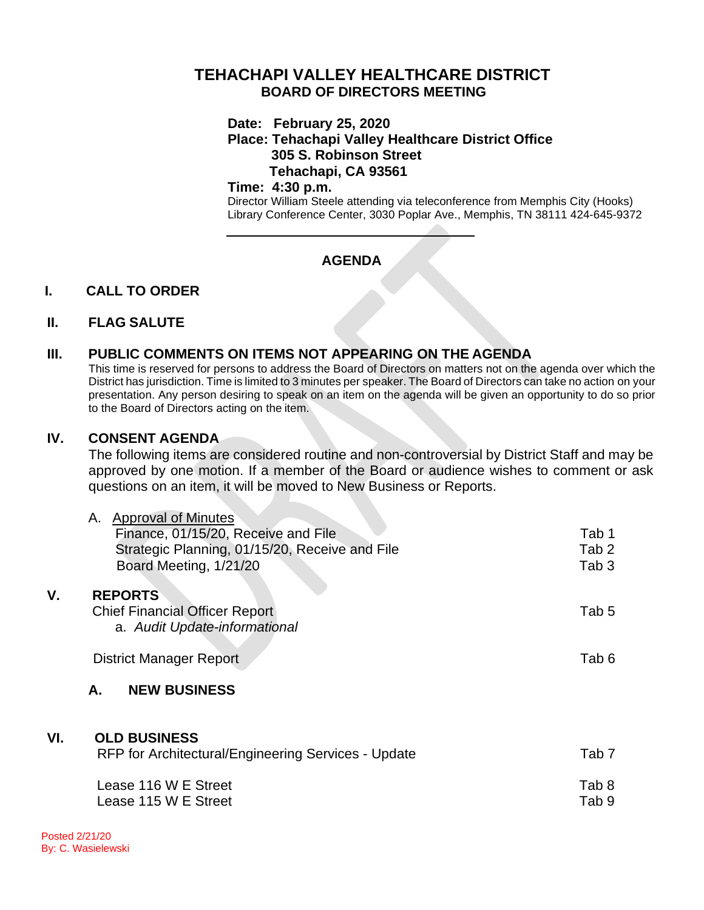# TEHACHAPI VALLEY HEALTHCARE DISTRICT

## BOARD OF DIRECTORS MEETING

**Date: February 25, 2020**
**Place: Tehachapi Valley Healthcare District Office**
**305 S. Robinson Street**
**Tehachapi, CA 93561**
**Time: 4:30 p.m.**
Director William Steele attending via teleconference from Memphis City (Hooks) Library Conference Center, 3030 Poplar Ave., Memphis, TN 38111 424-645-9372

---

## AGENDA

### I. CALL TO ORDER

### II. FLAG SALUTE

### III. PUBLIC COMMENTS ON ITEMS NOT APPEARING ON THE AGENDA

This time is reserved for persons to address the Board of Directors on matters not on the agenda over which the District has jurisdiction. Time is limited to 3 minutes per speaker. The Board of Directors can take no action on your presentation. Any person desiring to speak on an item on the agenda will be given an opportunity to do so prior to the Board of Directors acting on the item.

### IV. CONSENT AGENDA

The following items are considered routine and non-controversial by District Staff and may be approved by one motion. If a member of the Board or audience wishes to comment or ask questions on an item, it will be moved to New Business or Reports.

A. Approval of Minutes

| | |
|---|---|
| Finance, 01/15/20, Receive and File | Tab 1 |
| Strategic Planning, 01/15/20, Receive and File | Tab 2 |
| Board Meeting, 1/21/20 | Tab 3 |

### V. REPORTS

| | |
|---|---|
| Chief Financial Officer Report | Tab 5 |
| a. *Audit Update-informational* | |
| District Manager Report | Tab 6 |

#### A. NEW BUSINESS

### VI. OLD BUSINESS

| | |
|---|---|
| RFP for Architectural/Engineering Services - Update | Tab 7 |
| Lease 116 W E Street | Tab 8 |
| Lease 115 W E Street | Tab 9 |

Posted 2/21/20
By: C. Wasielewski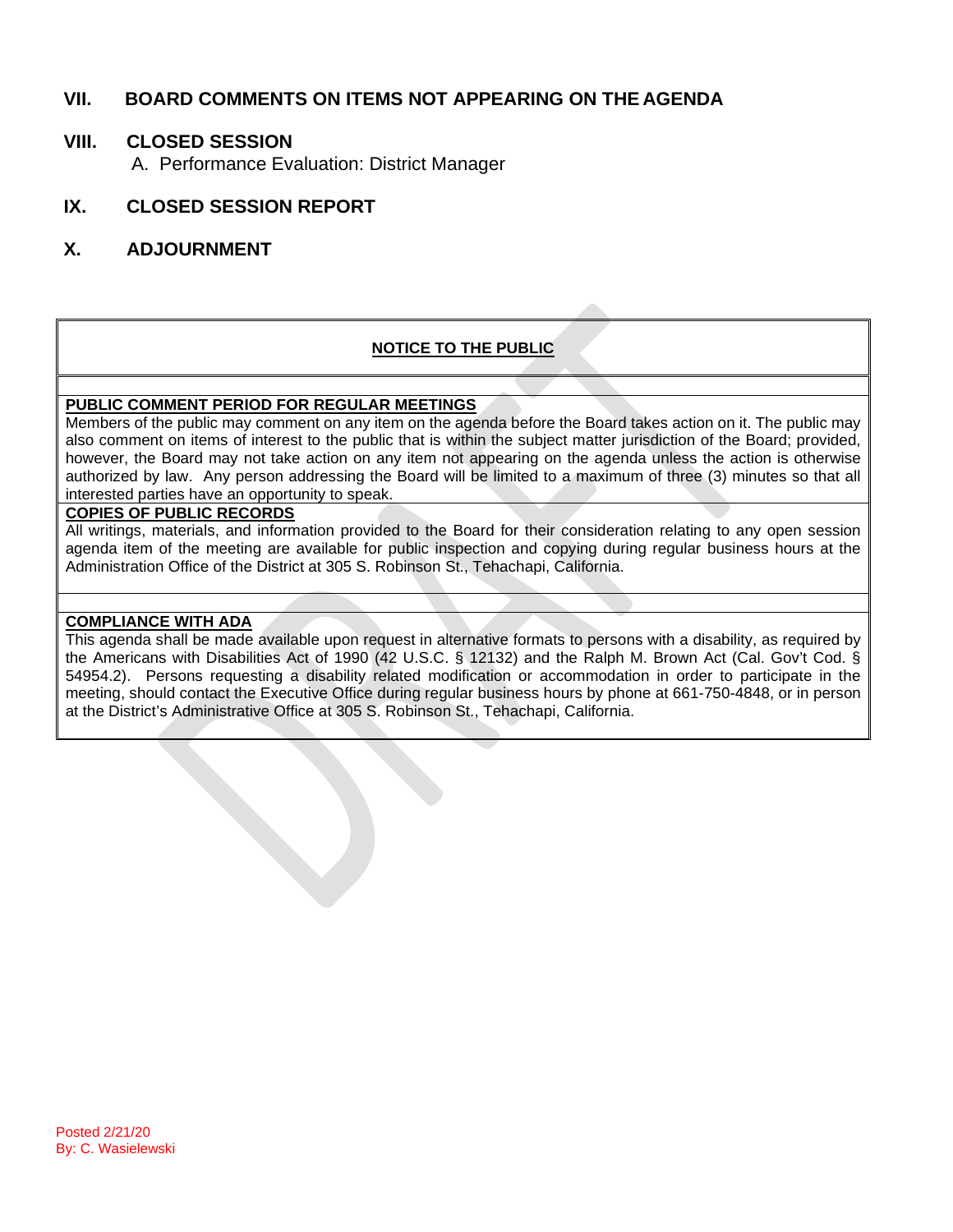## VII. BOARD COMMENTS ON ITEMS NOT APPEARING ON THE AGENDA

## VIII. CLOSED SESSION

A. Performance Evaluation: District Manager

## IX. CLOSED SESSION REPORT

## X. ADJOURNMENT

**NOTICE TO THE PUBLIC**

**PUBLIC COMMENT PERIOD FOR REGULAR MEETINGS**

Members of the public may comment on any item on the agenda before the Board takes action on it. The public may also comment on items of interest to the public that is within the subject matter jurisdiction of the Board; provided, however, the Board may not take action on any item not appearing on the agenda unless the action is otherwise authorized by law. Any person addressing the Board will be limited to a maximum of three (3) minutes so that all interested parties have an opportunity to speak.

**COPIES OF PUBLIC RECORDS**

All writings, materials, and information provided to the Board for their consideration relating to any open session agenda item of the meeting are available for public inspection and copying during regular business hours at the Administration Office of the District at 305 S. Robinson St., Tehachapi, California.

**COMPLIANCE WITH ADA**

This agenda shall be made available upon request in alternative formats to persons with a disability, as required by the Americans with Disabilities Act of 1990 (42 U.S.C. § 12132) and the Ralph M. Brown Act (Cal. Gov't Cod. § 54954.2). Persons requesting a disability related modification or accommodation in order to participate in the meeting, should contact the Executive Office during regular business hours by phone at 661-750-4848, or in person at the District's Administrative Office at 305 S. Robinson St., Tehachapi, California.

Posted 2/21/20
By: C. Wasielewski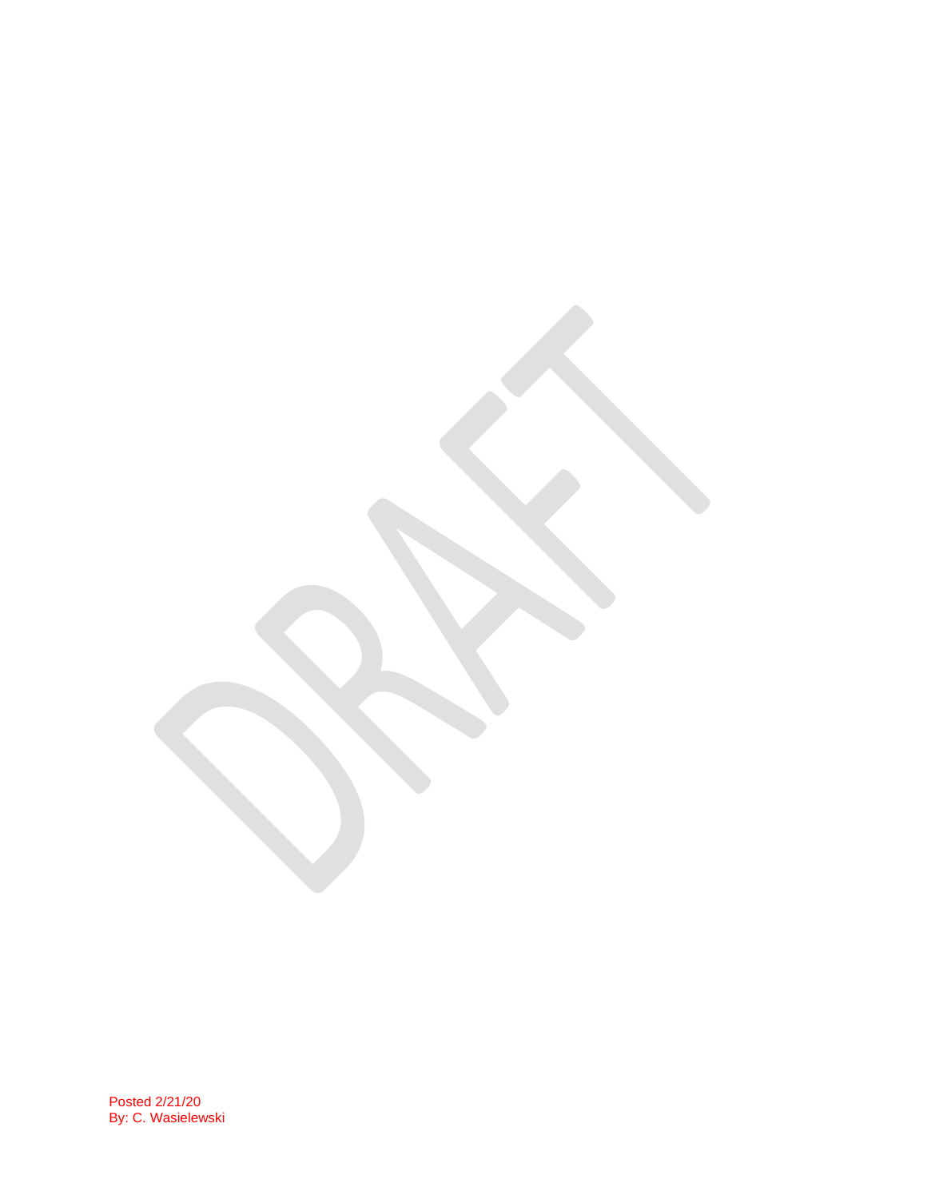Posted 2/21/20
By: C. Wasielewski